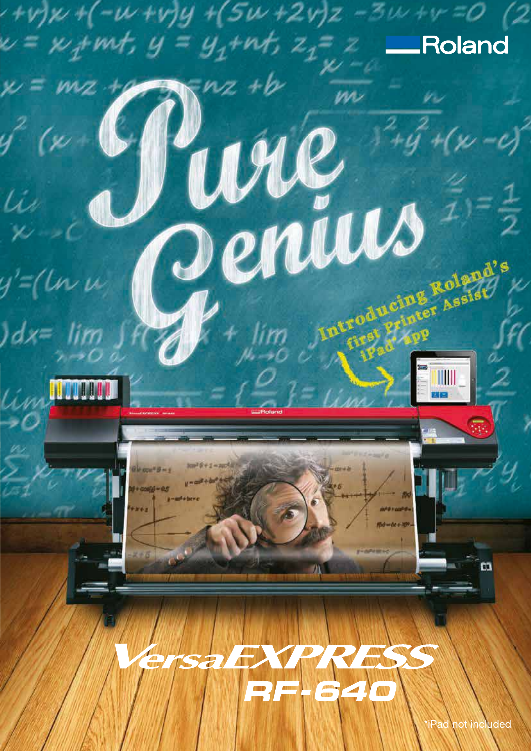Roland

# Pure Genius

Introducing Roland's first Printer Assist iPad* app

# VersaEXPRESS RF-640

*iPad not included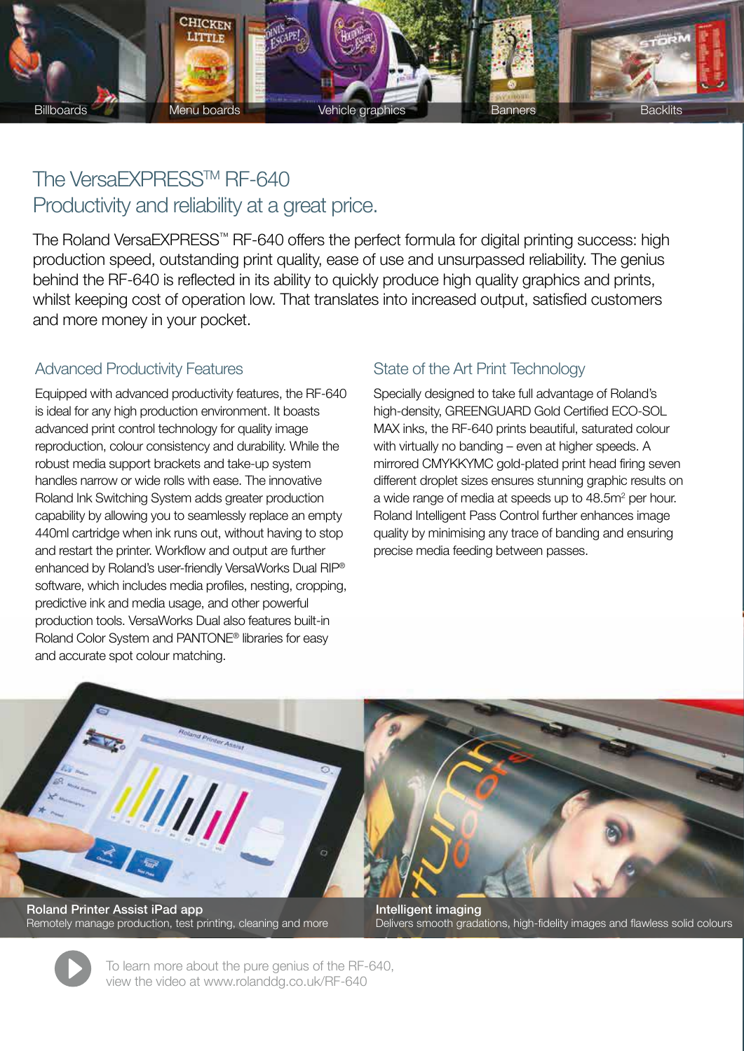Billboards | Menu boards | Vehicle graphics | Banners | Backlits

## The VersaEXPRESS™ RF-640
## Productivity and reliability at a great price.

The Roland VersaEXPRESS™ RF-640 offers the perfect formula for digital printing success: high production speed, outstanding print quality, ease of use and unsurpassed reliability. The genius behind the RF-640 is reflected in its ability to quickly produce high quality graphics and prints, whilst keeping cost of operation low. That translates into increased output, satisfied customers and more money in your pocket.

### Advanced Productivity Features

Equipped with advanced productivity features, the RF-640 is ideal for any high production environment. It boasts advanced print control technology for quality image reproduction, colour consistency and durability. While the robust media support brackets and take-up system handles narrow or wide rolls with ease. The innovative Roland Ink Switching System adds greater production capability by allowing you to seamlessly replace an empty 440ml cartridge when ink runs out, without having to stop and restart the printer. Workflow and output are further enhanced by Roland's user-friendly VersaWorks Dual RIP® software, which includes media profiles, nesting, cropping, predictive ink and media usage, and other powerful production tools. VersaWorks Dual also features built-in Roland Color System and PANTONE® libraries for easy and accurate spot colour matching.

### State of the Art Print Technology

Specially designed to take full advantage of Roland's high-density, GREENGUARD Gold Certified ECO-SOL MAX inks, the RF-640 prints beautiful, saturated colour with virtually no banding – even at higher speeds. A mirrored CMYKKYMC gold-plated print head firing seven different droplet sizes ensures stunning graphic results on a wide range of media at speeds up to 48.5m² per hour. Roland Intelligent Pass Control further enhances image quality by minimising any trace of banding and ensuring precise media feeding between passes.

**Roland Printer Assist iPad app**
Remotely manage production, test printing, cleaning and more

**Intelligent imaging**
Delivers smooth gradations, high-fidelity images and flawless solid colours

To learn more about the pure genius of the RF-640, view the video at www.rolanddg.co.uk/RF-640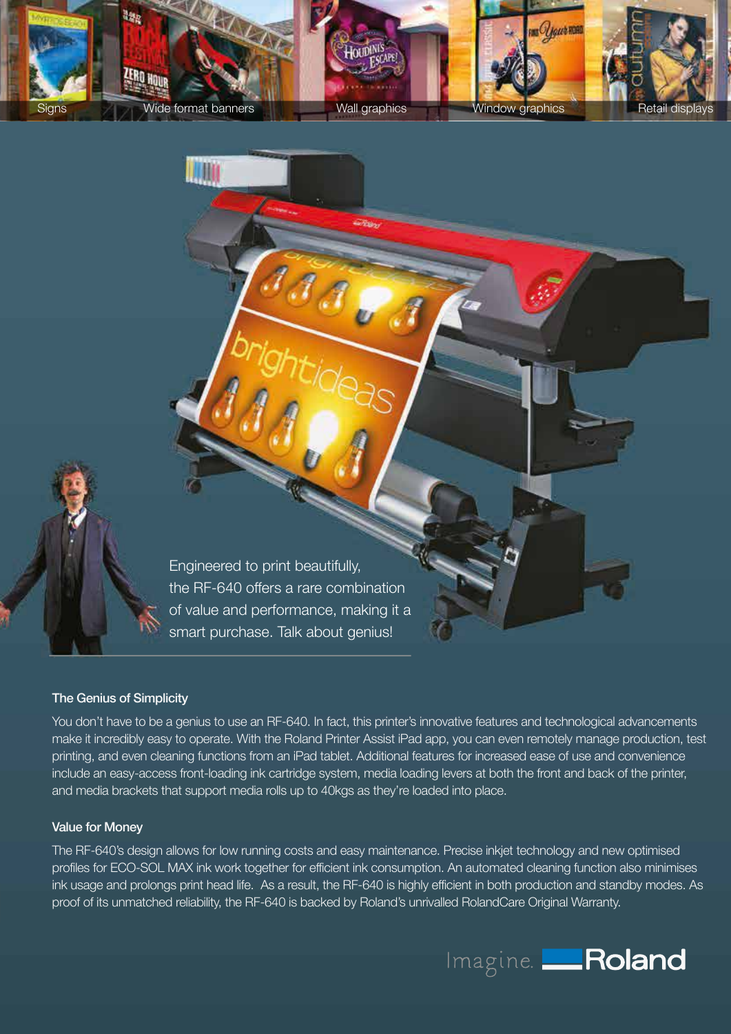Signs | Wide format banners | Wall graphics | Window graphics | Retail displays

Engineered to print beautifully, the RF-640 offers a rare combination of value and performance, making it a smart purchase. Talk about genius!

### The Genius of Simplicity

You don't have to be a genius to use an RF-640. In fact, this printer's innovative features and technological advancements make it incredibly easy to operate. With the Roland Printer Assist iPad app, you can even remotely manage production, test printing, and even cleaning functions from an iPad tablet. Additional features for increased ease of use and convenience include an easy-access front-loading ink cartridge system, media loading levers at both the front and back of the printer, and media brackets that support media rolls up to 40kgs as they're loaded into place.

### Value for Money

The RF-640's design allows for low running costs and easy maintenance. Precise inkjet technology and new optimised profiles for ECO-SOL MAX ink work together for efficient ink consumption. An automated cleaning function also minimises ink usage and prolongs print head life. As a result, the RF-640 is highly efficient in both production and standby modes. As proof of its unmatched reliability, the RF-640 is backed by Roland's unrivalled RolandCare Original Warranty.

Imagine. Roland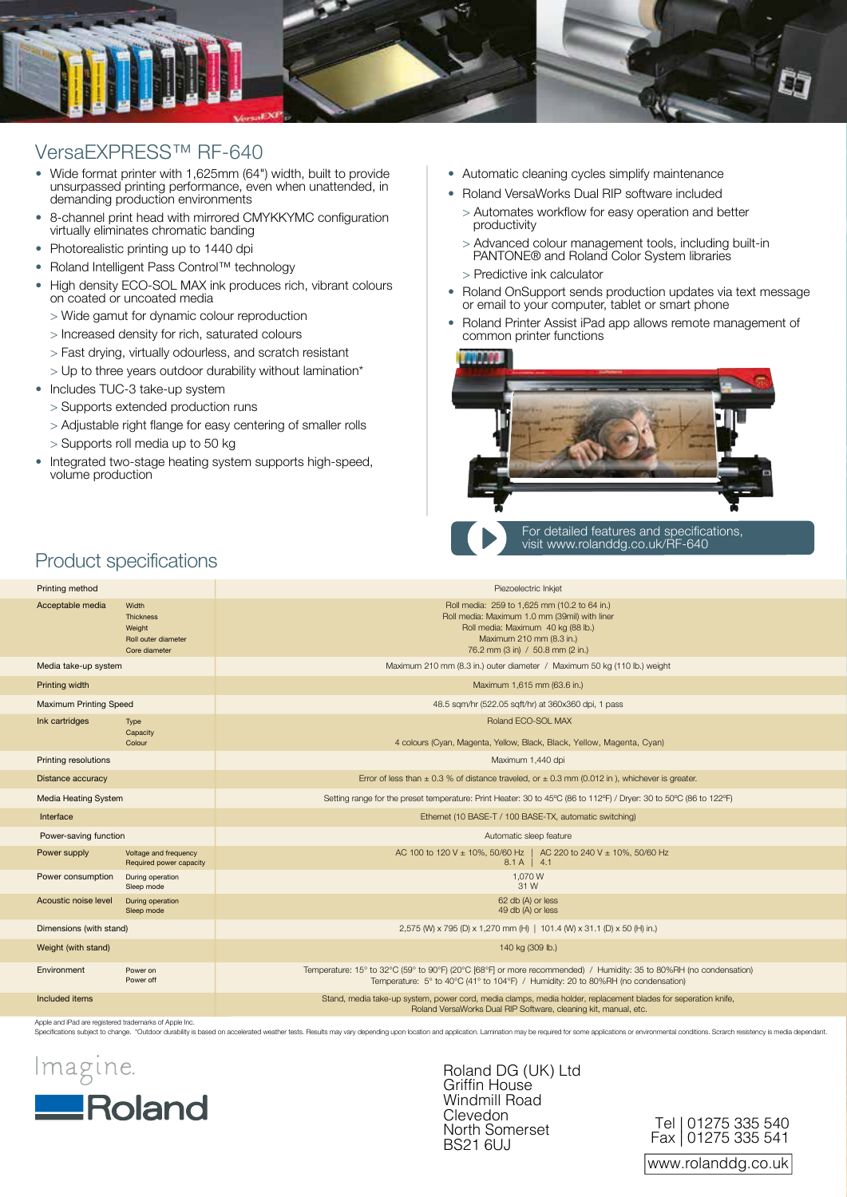## VersaEXPRESS™ RF-640

- Wide format printer with 1,625mm (64") width, built to provide unsurpassed printing performance, even when unattended, in demanding production environments
- 8-channel print head with mirrored CMYKKYMC configuration virtually eliminates chromatic banding
- Photorealistic printing up to 1440 dpi
- Roland Intelligent Pass Control™ technology
- High density ECO-SOL MAX ink produces rich, vibrant colours on coated or uncoated media
  - > Wide gamut for dynamic colour reproduction
  - > Increased density for rich, saturated colours
  - > Fast drying, virtually odourless, and scratch resistant
  - > Up to three years outdoor durability without lamination*
- Includes TUC-3 take-up system
  - > Supports extended production runs
  - > Adjustable right flange for easy centering of smaller rolls
  - > Supports roll media up to 50 kg
- Integrated two-stage heating system supports high-speed, volume production
- Automatic cleaning cycles simplify maintenance
- Roland VersaWorks Dual RIP software included
  - > Automates workflow for easy operation and better productivity
  - > Advanced colour management tools, including built-in PANTONE® and Roland Color System libraries
  - > Predictive ink calculator
- Roland OnSupport sends production updates via text message or email to your computer, tablet or smart phone
- Roland Printer Assist iPad app allows remote management of common printer functions

For detailed features and specifications, visit www.rolanddg.co.uk/RF-640

## Product specifications

| | | |
|---|---|---|
| Printing method | | Piezoelectric Inkjet |
| Acceptable media | Width | Roll media: 259 to 1,625 mm (10.2 to 64 in.) |
| | Thickness | Roll media: Maximum 1.0 mm (39mil) with liner |
| | Weight | Roll media: Maximum 40 kg (88 lb.) |
| | Roll outer diameter | Maximum 210 mm (8.3 in.) |
| | Core diameter | 76.2 mm (3 in) / 50.8 mm (2 in.) |
| Media take-up system | | Maximum 210 mm (8.3 in.) outer diameter / Maximum 50 kg (110 lb.) weight |
| Printing width | | Maximum 1,615 mm (63.6 in.) |
| Maximum Printing Speed | | 48.5 sqm/hr (522.05 sqft/hr) at 360x360 dpi, 1 pass |
| Ink cartridges | Type | Roland ECO-SOL MAX |
| | Capacity | |
| | Colour | 4 colours (Cyan, Magenta, Yellow, Black, Black, Yellow, Magenta, Cyan) |
| Printing resolutions | | Maximum 1,440 dpi |
| Distance accuracy | | Error of less than ± 0.3 % of distance traveled, or ± 0.3 mm (0.012 in ), whichever is greater. |
| Media Heating System | | Setting range for the preset temperature: Print Heater: 30 to 45ºC (86 to 112ºF) / Dryer: 30 to 50ºC (86 to 122ºF) |
| Interface | | Ethernet (10 BASE-T / 100 BASE-TX, automatic switching) |
| Power-saving function | | Automatic sleep feature |
| Power supply | Voltage and frequency | AC 100 to 120 V ± 10%, 50/60 Hz \| AC 220 to 240 V ± 10%, 50/60 Hz |
| | Required power capacity | 8.1 A \| 4.1 |
| Power consumption | During operation | 1,070 W |
| | Sleep mode | 31 W |
| Acoustic noise level | During operation | 62 db (A) or less |
| | Sleep mode | 49 db (A) or less |
| Dimensions (with stand) | | 2,575 (W) x 795 (D) x 1,270 mm (H) \| 101.4 (W) x 31.1 (D) x 50 (H) in.) |
| Weight (with stand) | | 140 kg (309 lb.) |
| Environment | Power on | Temperature: 15° to 32°C (59° to 90°F) (20°C [68°F] or more recommended) / Humidity: 35 to 80%RH (no condensation) |
| | Power off | Temperature: 5° to 40°C (41° to 104°F) / Humidity: 20 to 80%RH (no condensation) |
| Included items | | Stand, media take-up system, power cord, media clamps, media holder, replacement blades for seperation knife, Roland VersaWorks Dual RIP Software, cleaning kit, manual, etc. |

Apple and iPad are registered trademarks of Apple Inc.
Specifications subject to change. *Outdoor durability is based on accelerated weather tests. Results may vary depending upon location and application. Lamination may be required for some applications or environmental conditions. Scrarch resistency is media dependant.

Imagine.
Roland

Roland DG (UK) Ltd
Griffin House
Windmill Road
Clevedon
North Somerset
BS21 6UJ

Tel | 01275 335 540
Fax | 01275 335 541

www.rolanddg.co.uk